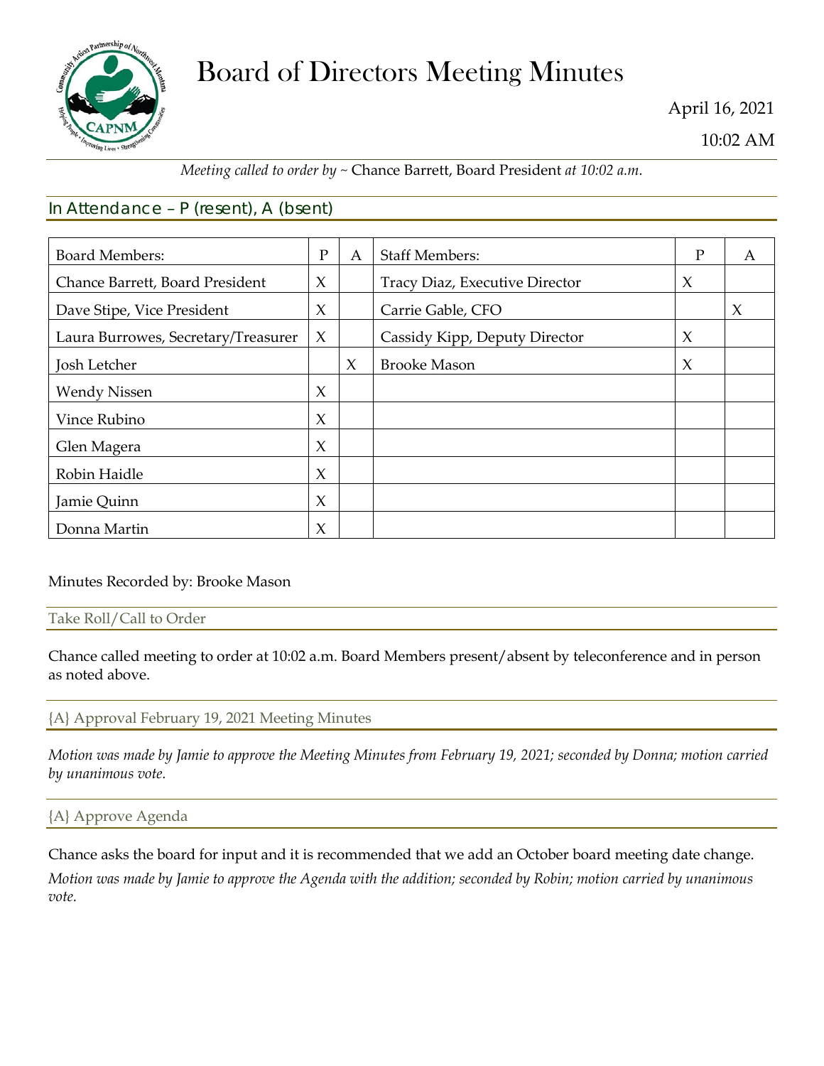# Board of Directors Meeting Minutes

April 16, 2021

10:02 AM

*Meeting called to order by ~* Chance Barrett, Board President *at 10:02 a.m.*

## In Attendance – P (resent), A (bsent)

| Board Members: | P | A | Staff Members: | P | A |
|---|---|---|---|---|---|
| Chance Barrett, Board President | X | | Tracy Diaz, Executive Director | X | |
| Dave Stipe, Vice President | X | | Carrie Gable, CFO | | X |
| Laura Burrowes, Secretary/Treasurer | X | | Cassidy Kipp, Deputy Director | X | |
| Josh Letcher | | X | Brooke Mason | X | |
| Wendy Nissen | X | | | | |
| Vince Rubino | X | | | | |
| Glen Magera | X | | | | |
| Robin Haidle | X | | | | |
| Jamie Quinn | X | | | | |
| Donna Martin | X | | | | |

Minutes Recorded by: Brooke Mason

### Take Roll/Call to Order

Chance called meeting to order at 10:02 a.m. Board Members present/absent by teleconference and in person as noted above.

### {A} Approval February 19, 2021 Meeting Minutes

*Motion was made by Jamie to approve the Meeting Minutes from February 19, 2021; seconded by Donna; motion carried by unanimous vote.*

### {A} Approve Agenda

Chance asks the board for input and it is recommended that we add an October board meeting date change.

*Motion was made by Jamie to approve the Agenda with the addition; seconded by Robin; motion carried by unanimous vote.*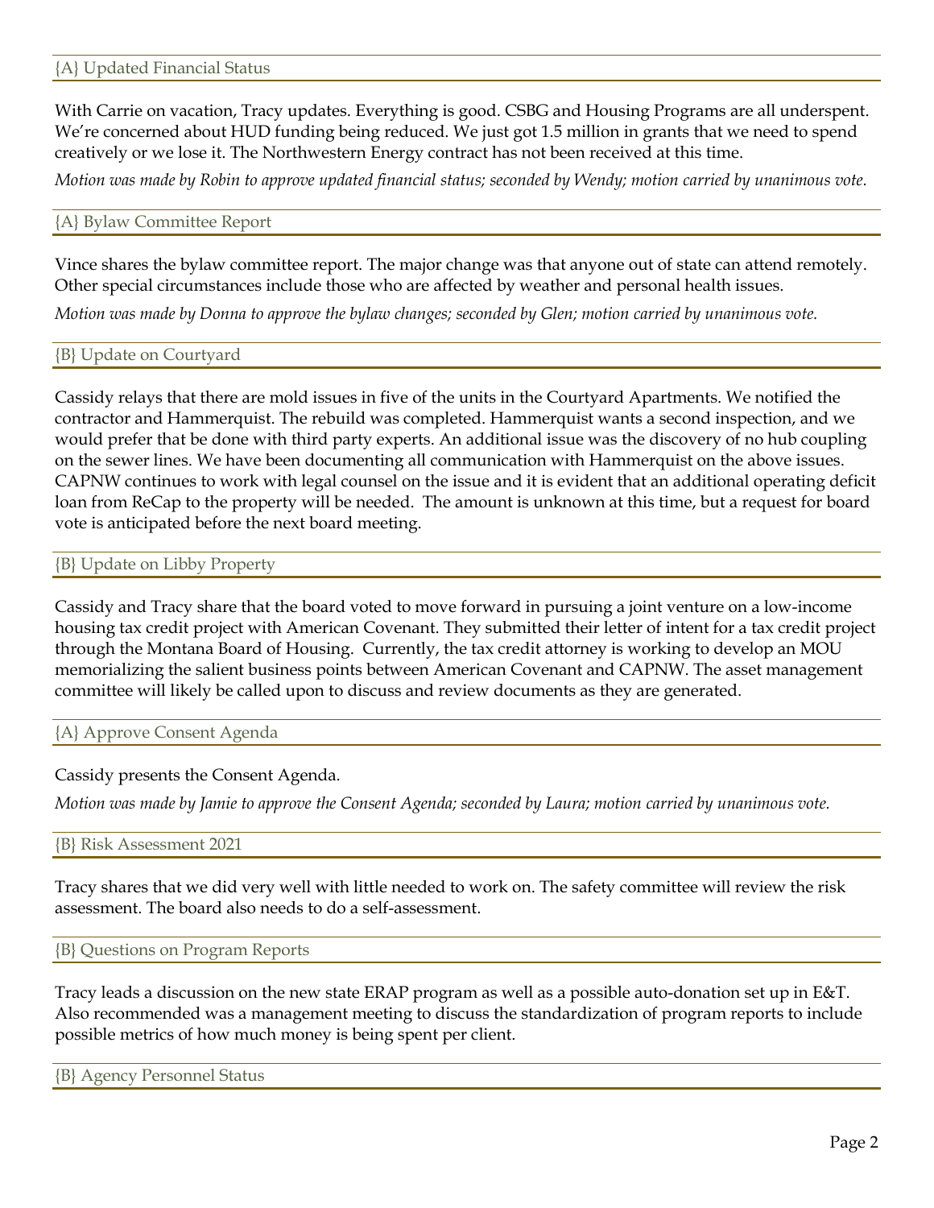### {A} Updated Financial Status

With Carrie on vacation, Tracy updates. Everything is good. CSBG and Housing Programs are all underspent. We're concerned about HUD funding being reduced. We just got 1.5 million in grants that we need to spend creatively or we lose it. The Northwestern Energy contract has not been received at this time.

*Motion was made by Robin to approve updated financial status; seconded by Wendy; motion carried by unanimous vote.*

### {A} Bylaw Committee Report

Vince shares the bylaw committee report. The major change was that anyone out of state can attend remotely. Other special circumstances include those who are affected by weather and personal health issues.

*Motion was made by Donna to approve the bylaw changes; seconded by Glen; motion carried by unanimous vote.*

### {B} Update on Courtyard

Cassidy relays that there are mold issues in five of the units in the Courtyard Apartments. We notified the contractor and Hammerquist. The rebuild was completed. Hammerquist wants a second inspection, and we would prefer that be done with third party experts. An additional issue was the discovery of no hub coupling on the sewer lines. We have been documenting all communication with Hammerquist on the above issues. CAPNW continues to work with legal counsel on the issue and it is evident that an additional operating deficit loan from ReCap to the property will be needed. The amount is unknown at this time, but a request for board vote is anticipated before the next board meeting.

### {B} Update on Libby Property

Cassidy and Tracy share that the board voted to move forward in pursuing a joint venture on a low-income housing tax credit project with American Covenant. They submitted their letter of intent for a tax credit project through the Montana Board of Housing. Currently, the tax credit attorney is working to develop an MOU memorializing the salient business points between American Covenant and CAPNW. The asset management committee will likely be called upon to discuss and review documents as they are generated.

### {A} Approve Consent Agenda

Cassidy presents the Consent Agenda.

*Motion was made by Jamie to approve the Consent Agenda; seconded by Laura; motion carried by unanimous vote.*

### {B} Risk Assessment 2021

Tracy shares that we did very well with little needed to work on. The safety committee will review the risk assessment. The board also needs to do a self-assessment.

### {B} Questions on Program Reports

Tracy leads a discussion on the new state ERAP program as well as a possible auto-donation set up in E&T. Also recommended was a management meeting to discuss the standardization of program reports to include possible metrics of how much money is being spent per client.

### {B} Agency Personnel Status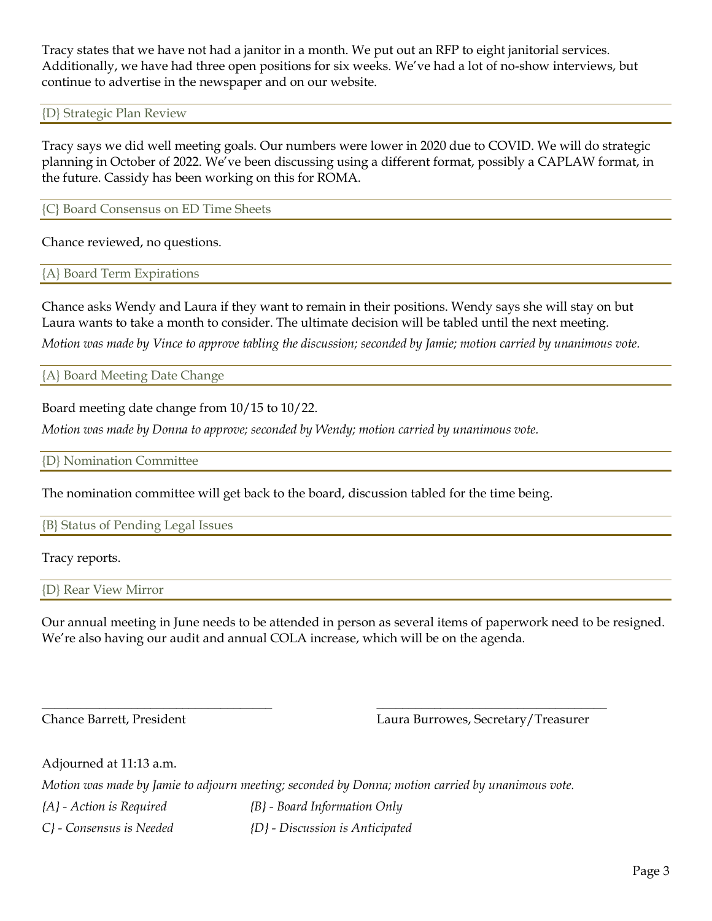Tracy states that we have not had a janitor in a month. We put out an RFP to eight janitorial services. Additionally, we have had three open positions for six weeks. We've had a lot of no-show interviews, but continue to advertise in the newspaper and on our website.

### {D} Strategic Plan Review

Tracy says we did well meeting goals. Our numbers were lower in 2020 due to COVID. We will do strategic planning in October of 2022. We've been discussing using a different format, possibly a CAPLAW format, in the future. Cassidy has been working on this for ROMA.

### {C} Board Consensus on ED Time Sheets

Chance reviewed, no questions.

### {A} Board Term Expirations

Chance asks Wendy and Laura if they want to remain in their positions. Wendy says she will stay on but Laura wants to take a month to consider. The ultimate decision will be tabled until the next meeting.

*Motion was made by Vince to approve tabling the discussion; seconded by Jamie; motion carried by unanimous vote.*

### {A} Board Meeting Date Change

Board meeting date change from 10/15 to 10/22.

*Motion was made by Donna to approve; seconded by Wendy; motion carried by unanimous vote.*

### {D} Nomination Committee

The nomination committee will get back to the board, discussion tabled for the time being.

### {B} Status of Pending Legal Issues

Tracy reports.

### {D} Rear View Mirror

Our annual meeting in June needs to be attended in person as several items of paperwork need to be resigned. We're also having our audit and annual COLA increase, which will be on the agenda.

____________________________________ ____________________________________

Chance Barrett, President Laura Burrowes, Secretary/Treasurer

Adjourned at 11:13 a.m.

*Motion was made by Jamie to adjourn meeting; seconded by Donna; motion carried by unanimous vote.*

*{A} - Action is Required* *{B} - Board Information Only*

*C} - Consensus is Needed* *{D} - Discussion is Anticipated*